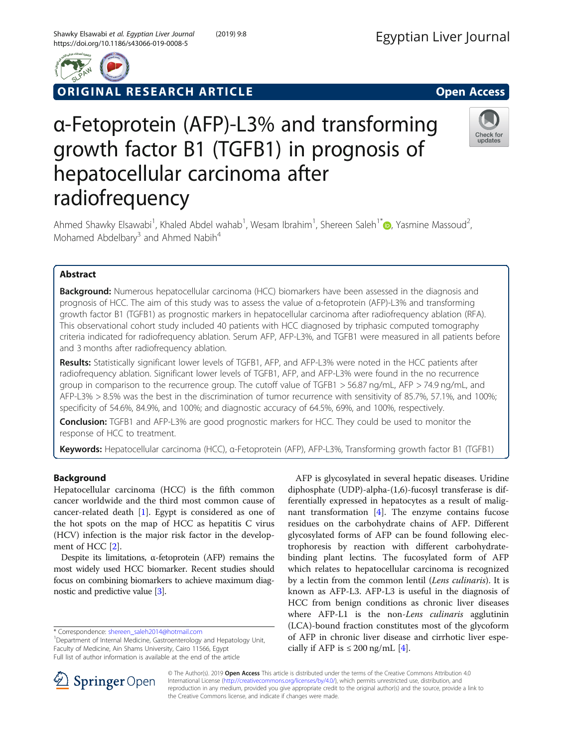ORIGINAL RESEARCH ARTICLE

Open Access

# α-Fetoprotein (AFP)-L3% and transforming growth factor B1 (TGFB1) in prognosis of hepatocellular carcinoma after radiofrequency

Ahmed Shawky Elsawabi[1], Khaled Abdel wahab[1], Wesam Ibrahim[1], Shereen Saleh[1*], Yasmine Massoud[2], Mohamed Abdelbary[3] and Ahmed Nabih[4]

## Abstract

**Background:** Numerous hepatocellular carcinoma (HCC) biomarkers have been assessed in the diagnosis and prognosis of HCC. The aim of this study was to assess the value of α-fetoprotein (AFP)-L3% and transforming growth factor B1 (TGFB1) as prognostic markers in hepatocellular carcinoma after radiofrequency ablation (RFA). This observational cohort study included 40 patients with HCC diagnosed by triphasic computed tomography criteria indicated for radiofrequency ablation. Serum AFP, AFP-L3%, and TGFB1 were measured in all patients before and 3 months after radiofrequency ablation.

**Results:** Statistically significant lower levels of TGFB1, AFP, and AFP-L3% were noted in the HCC patients after radiofrequency ablation. Significant lower levels of TGFB1, AFP, and AFP-L3% were found in the no recurrence group in comparison to the recurrence group. The cutoff value of TGFB1 > 56.87 ng/mL, AFP > 74.9 ng/mL, and AFP-L3% > 8.5% was the best in the discrimination of tumor recurrence with sensitivity of 85.7%, 57.1%, and 100%; specificity of 54.6%, 84.9%, and 100%; and diagnostic accuracy of 64.5%, 69%, and 100%, respectively.

**Conclusion:** TGFB1 and AFP-L3% are good prognostic markers for HCC. They could be used to monitor the response of HCC to treatment.

**Keywords:** Hepatocellular carcinoma (HCC), α-Fetoprotein (AFP), AFP-L3%, Transforming growth factor B1 (TGFB1)

## Background

Hepatocellular carcinoma (HCC) is the fifth common cancer worldwide and the third most common cause of cancer-related death [1]. Egypt is considered as one of the hot spots on the map of HCC as hepatitis C virus (HCV) infection is the major risk factor in the development of HCC [2].

Despite its limitations, α-fetoprotein (AFP) remains the most widely used HCC biomarker. Recent studies should focus on combining biomarkers to achieve maximum diagnostic and predictive value [3].

AFP is glycosylated in several hepatic diseases. Uridine diphosphate (UDP)-alpha-(1,6)-fucosyl transferase is differentially expressed in hepatocytes as a result of malignant transformation [4]. The enzyme contains fucose residues on the carbohydrate chains of AFP. Different glycosylated forms of AFP can be found following electrophoresis by reaction with different carbohydrate-binding plant lectins. The fucosylated form of AFP which relates to hepatocellular carcinoma is recognized by a lectin from the common lentil (*Lens culinaris*). It is known as AFP-L3. AFP-L3 is useful in the diagnosis of HCC from benign conditions as chronic liver diseases where AFP-L1 is the non-*Lens culinaris* agglutinin (LCA)-bound fraction constitutes most of the glycoform of AFP in chronic liver disease and cirrhotic liver especially if AFP is ≤ 200 ng/mL [4].

\* Correspondence: shereen_saleh2014@hotmail.com
[1]Department of Internal Medicine, Gastroenterology and Hepatology Unit, Faculty of Medicine, Ain Shams University, Cairo 11566, Egypt
Full list of author information is available at the end of the article

© The Author(s). 2019 **Open Access** This article is distributed under the terms of the Creative Commons Attribution 4.0 International License (http://creativecommons.org/licenses/by/4.0/), which permits unrestricted use, distribution, and reproduction in any medium, provided you give appropriate credit to the original author(s) and the source, provide a link to the Creative Commons license, and indicate if changes were made.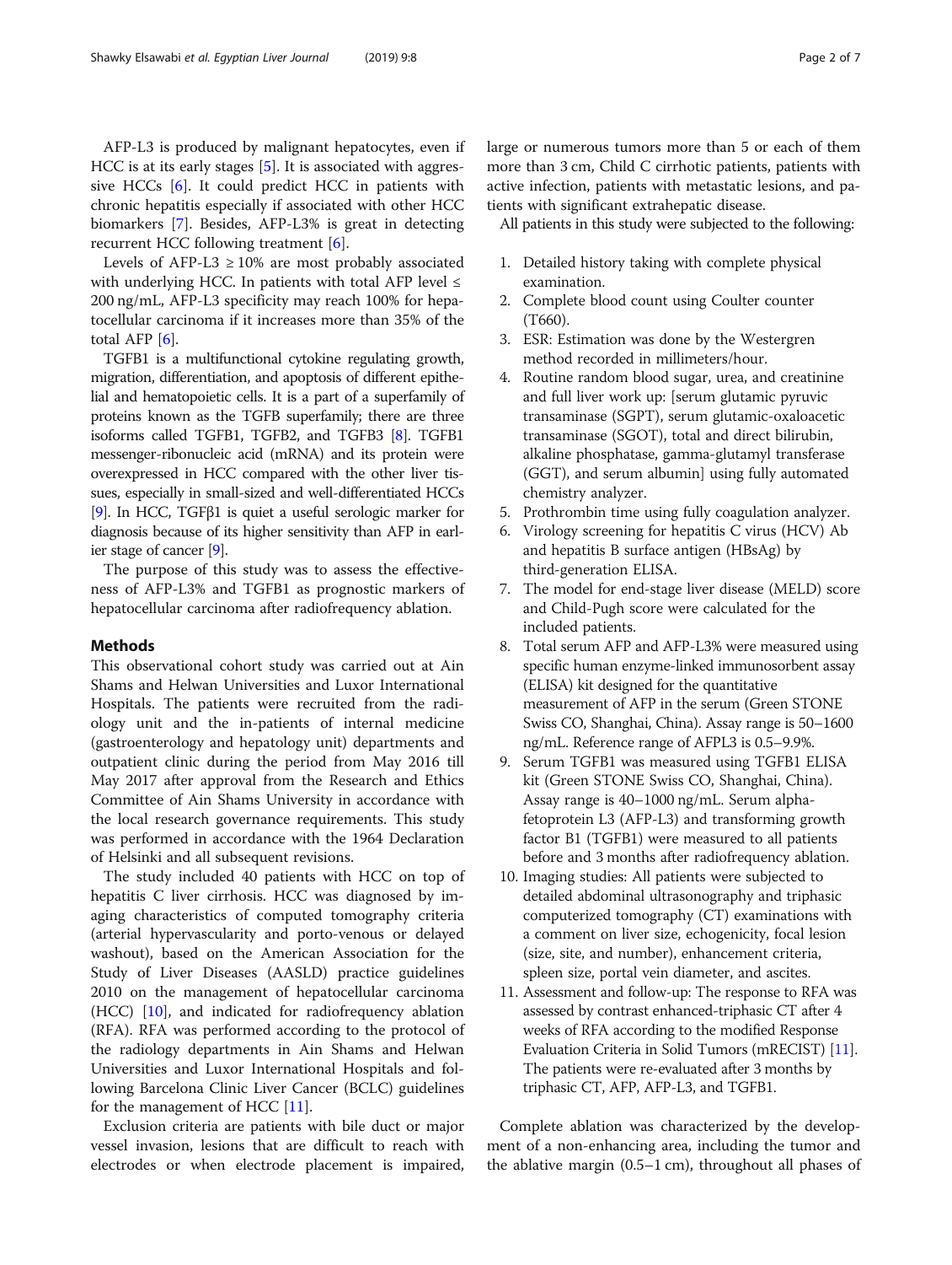AFP-L3 is produced by malignant hepatocytes, even if HCC is at its early stages [5]. It is associated with aggressive HCCs [6]. It could predict HCC in patients with chronic hepatitis especially if associated with other HCC biomarkers [7]. Besides, AFP-L3% is great in detecting recurrent HCC following treatment [6].

Levels of AFP-L3 ≥ 10% are most probably associated with underlying HCC. In patients with total AFP level ≤ 200 ng/mL, AFP-L3 specificity may reach 100% for hepatocellular carcinoma if it increases more than 35% of the total AFP [6].

TGFB1 is a multifunctional cytokine regulating growth, migration, differentiation, and apoptosis of different epithelial and hematopoietic cells. It is a part of a superfamily of proteins known as the TGFB superfamily; there are three isoforms called TGFB1, TGFB2, and TGFB3 [8]. TGFB1 messenger-ribonucleic acid (mRNA) and its protein were overexpressed in HCC compared with the other liver tissues, especially in small-sized and well-differentiated HCCs [9]. In HCC, TGFβ1 is quiet a useful serologic marker for diagnosis because of its higher sensitivity than AFP in earlier stage of cancer [9].

The purpose of this study was to assess the effectiveness of AFP-L3% and TGFB1 as prognostic markers of hepatocellular carcinoma after radiofrequency ablation.

## Methods

This observational cohort study was carried out at Ain Shams and Helwan Universities and Luxor International Hospitals. The patients were recruited from the radiology unit and the in-patients of internal medicine (gastroenterology and hepatology unit) departments and outpatient clinic during the period from May 2016 till May 2017 after approval from the Research and Ethics Committee of Ain Shams University in accordance with the local research governance requirements. This study was performed in accordance with the 1964 Declaration of Helsinki and all subsequent revisions.

The study included 40 patients with HCC on top of hepatitis C liver cirrhosis. HCC was diagnosed by imaging characteristics of computed tomography criteria (arterial hypervascularity and porto-venous or delayed washout), based on the American Association for the Study of Liver Diseases (AASLD) practice guidelines 2010 on the management of hepatocellular carcinoma (HCC) [10], and indicated for radiofrequency ablation (RFA). RFA was performed according to the protocol of the radiology departments in Ain Shams and Helwan Universities and Luxor International Hospitals and following Barcelona Clinic Liver Cancer (BCLC) guidelines for the management of HCC [11].

Exclusion criteria are patients with bile duct or major vessel invasion, lesions that are difficult to reach with electrodes or when electrode placement is impaired, large or numerous tumors more than 5 or each of them more than 3 cm, Child C cirrhotic patients, patients with active infection, patients with metastatic lesions, and patients with significant extrahepatic disease.

All patients in this study were subjected to the following:

1. Detailed history taking with complete physical examination.
2. Complete blood count using Coulter counter (T660).
3. ESR: Estimation was done by the Westergren method recorded in millimeters/hour.
4. Routine random blood sugar, urea, and creatinine and full liver work up: [serum glutamic pyruvic transaminase (SGPT), serum glutamic-oxaloacetic transaminase (SGOT), total and direct bilirubin, alkaline phosphatase, gamma-glutamyl transferase (GGT), and serum albumin] using fully automated chemistry analyzer.
5. Prothrombin time using fully coagulation analyzer.
6. Virology screening for hepatitis C virus (HCV) Ab and hepatitis B surface antigen (HBsAg) by third-generation ELISA.
7. The model for end-stage liver disease (MELD) score and Child-Pugh score were calculated for the included patients.
8. Total serum AFP and AFP-L3% were measured using specific human enzyme-linked immunosorbent assay (ELISA) kit designed for the quantitative measurement of AFP in the serum (Green STONE Swiss CO, Shanghai, China). Assay range is 50–1600 ng/mL. Reference range of AFPL3 is 0.5–9.9%.
9. Serum TGFB1 was measured using TGFB1 ELISA kit (Green STONE Swiss CO, Shanghai, China). Assay range is 40–1000 ng/mL. Serum alpha-fetoprotein L3 (AFP-L3) and transforming growth factor B1 (TGFB1) were measured to all patients before and 3 months after radiofrequency ablation.
10. Imaging studies: All patients were subjected to detailed abdominal ultrasonography and triphasic computerized tomography (CT) examinations with a comment on liver size, echogenicity, focal lesion (size, site, and number), enhancement criteria, spleen size, portal vein diameter, and ascites.
11. Assessment and follow-up: The response to RFA was assessed by contrast enhanced-triphasic CT after 4 weeks of RFA according to the modified Response Evaluation Criteria in Solid Tumors (mRECIST) [11]. The patients were re-evaluated after 3 months by triphasic CT, AFP, AFP-L3, and TGFB1.

Complete ablation was characterized by the development of a non-enhancing area, including the tumor and the ablative margin (0.5–1 cm), throughout all phases of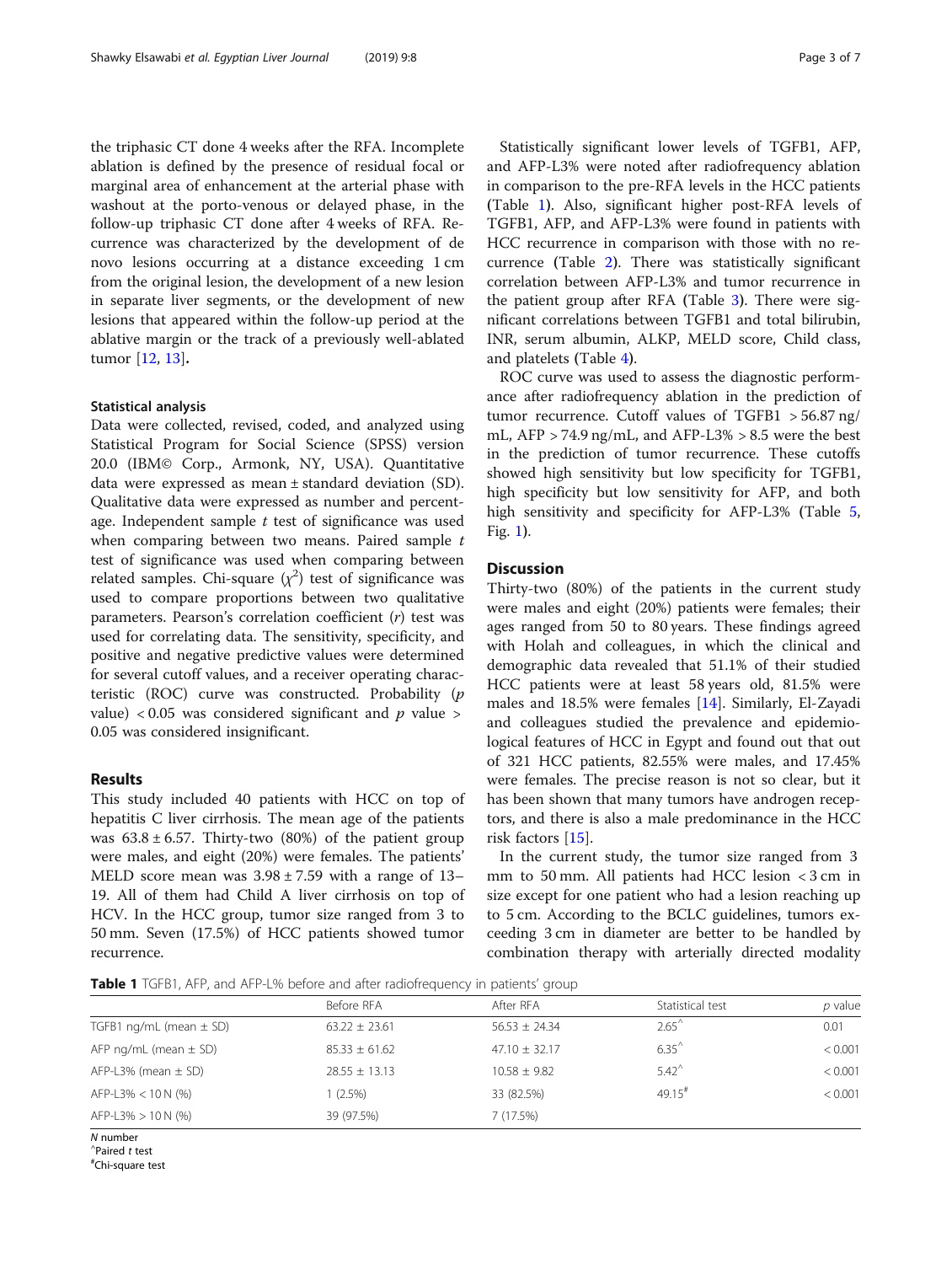the triphasic CT done 4 weeks after the RFA. Incomplete ablation is defined by the presence of residual focal or marginal area of enhancement at the arterial phase with washout at the porto-venous or delayed phase, in the follow-up triphasic CT done after 4 weeks of RFA. Recurrence was characterized by the development of de novo lesions occurring at a distance exceeding 1 cm from the original lesion, the development of a new lesion in separate liver segments, or the development of new lesions that appeared within the follow-up period at the ablative margin or the track of a previously well-ablated tumor [12, 13].

### Statistical analysis

Data were collected, revised, coded, and analyzed using Statistical Program for Social Science (SPSS) version 20.0 (IBM© Corp., Armonk, NY, USA). Quantitative data were expressed as mean ± standard deviation (SD). Qualitative data were expressed as number and percentage. Independent sample *t* test of significance was used when comparing between two means. Paired sample *t* test of significance was used when comparing between related samples. Chi-square ($\chi^2$) test of significance was used to compare proportions between two qualitative parameters. Pearson's correlation coefficient (*r*) test was used for correlating data. The sensitivity, specificity, and positive and negative predictive values were determined for several cutoff values, and a receiver operating characteristic (ROC) curve was constructed. Probability ($p$ value) < 0.05 was considered significant and $p$ value > 0.05 was considered insignificant.

## Results

This study included 40 patients with HCC on top of hepatitis C liver cirrhosis. The mean age of the patients was 63.8 ± 6.57. Thirty-two (80%) of the patient group were males, and eight (20%) were females. The patients' MELD score mean was 3.98 ± 7.59 with a range of 13–19. All of them had Child A liver cirrhosis on top of HCV. In the HCC group, tumor size ranged from 3 to 50 mm. Seven (17.5%) of HCC patients showed tumor recurrence.

Statistically significant lower levels of TGFB1, AFP, and AFP-L3% were noted after radiofrequency ablation in comparison to the pre-RFA levels in the HCC patients (Table 1). Also, significant higher post-RFA levels of TGFB1, AFP, and AFP-L3% were found in patients with HCC recurrence in comparison with those with no recurrence (Table 2). There was statistically significant correlation between AFP-L3% and tumor recurrence in the patient group after RFA (Table 3). There were significant correlations between TGFB1 and total bilirubin, INR, serum albumin, ALKP, MELD score, Child class, and platelets (Table 4).

ROC curve was used to assess the diagnostic performance after radiofrequency ablation in the prediction of tumor recurrence. Cutoff values of TGFB1 > 56.87 ng/mL, AFP > 74.9 ng/mL, and AFP-L3% > 8.5 were the best in the prediction of tumor recurrence. These cutoffs showed high sensitivity but low specificity for TGFB1, high specificity but low sensitivity for AFP, and both high sensitivity and specificity for AFP-L3% (Table 5, Fig. 1).

## Discussion

Thirty-two (80%) of the patients in the current study were males and eight (20%) patients were females; their ages ranged from 50 to 80 years. These findings agreed with Holah and colleagues, in which the clinical and demographic data revealed that 51.1% of their studied HCC patients were at least 58 years old, 81.5% were males and 18.5% were females [14]. Similarly, El-Zayadi and colleagues studied the prevalence and epidemiological features of HCC in Egypt and found out that out of 321 HCC patients, 82.55% were males, and 17.45% were females. The precise reason is not so clear, but it has been shown that many tumors have androgen receptors, and there is also a male predominance in the HCC risk factors [15].

In the current study, the tumor size ranged from 3 mm to 50 mm. All patients had HCC lesion < 3 cm in size except for one patient who had a lesion reaching up to 5 cm. According to the BCLC guidelines, tumors exceeding 3 cm in diameter are better to be handled by combination therapy with arterially directed modality

**Table 1** TGFB1, AFP, and AFP-L% before and after radiofrequency in patients' group

| | Before RFA | After RFA | Statistical test | $p$ value |
|---|---|---|---|---|
| TGFB1 ng/mL (mean ± SD) | 63.22 ± 23.61 | 56.53 ± 24.34 | 2.65^ | 0.01 |
| AFP ng/mL (mean ± SD) | 85.33 ± 61.62 | 47.10 ± 32.17 | 6.35^ | < 0.001 |
| AFP-L3% (mean ± SD) | 28.55 ± 13.13 | 10.58 ± 9.82 | 5.42^ | < 0.001 |
| AFP-L3% < 10 N (%) | 1 (2.5%) | 33 (82.5%) | 49.15# | < 0.001 |
| AFP-L3% > 10 N (%) | 39 (97.5%) | 7 (17.5%) | | |

*N* number
^Paired *t* test
#Chi-square test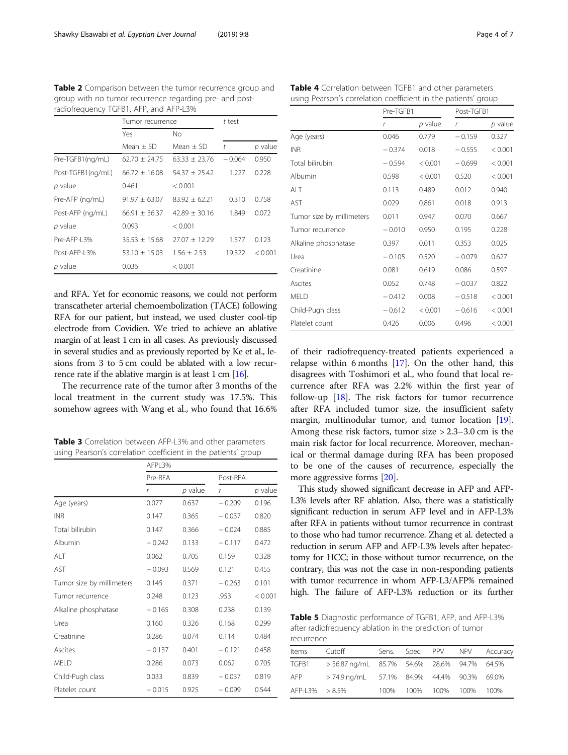**Table 2** Comparison between the tumor recurrence group and group with no tumor recurrence regarding pre- and post-radiofrequency TGFB1, AFP, and AFP-L3%

| | Tumor recurrence | | *t* test | |
|---|---|---|---|---|
| | Yes | No | | |
| | Mean ± SD | Mean ± SD | *t* | *p* value |
| Pre-TGFB1(ng/mL) | 62.70 ± 24.75 | 63.33 ± 23.76 | − 0.064 | 0.950 |
| Post-TGFB1(ng/mL) | 66.72 ± 16.08 | 54.37 ± 25.42 | 1.227 | 0.228 |
| *p* value | 0.461 | < 0.001 | | |
| Pre-AFP (ng/mL) | 91.97 ± 63.07 | 83.92 ± 62.21 | 0.310 | 0.758 |
| Post-AFP (ng/mL) | 66.91 ± 36.37 | 42.89 ± 30.16 | 1.849 | 0.072 |
| *p* value | 0.093 | < 0.001 | | |
| Pre-AFP-L3% | 35.53 ± 15.68 | 27.07 ± 12.29 | 1.577 | 0.123 |
| Post-AFP-L3% | 53.10 ± 15.03 | 1.56 ± 2.53 | 19.322 | < 0.001 |
| *p* value | 0.036 | < 0.001 | | |

and RFA. Yet for economic reasons, we could not perform transcatheter arterial chemoembolization (TACE) following RFA for our patient, but instead, we used cluster cool-tip electrode from Covidien. We tried to achieve an ablative margin of at least 1 cm in all cases. As previously discussed in several studies and as previously reported by Ke et al., lesions from 3 to 5 cm could be ablated with a low recurrence rate if the ablative margin is at least 1 cm [16].

The recurrence rate of the tumor after 3 months of the local treatment in the current study was 17.5%. This somehow agrees with Wang et al., who found that 16.6% of their radiofrequency-treated patients experienced a relapse within 6 months [17]. On the other hand, this disagrees with Toshimori et al., who found that local recurrence after RFA was 2.2% within the first year of follow-up [18]. The risk factors for tumor recurrence after RFA included tumor size, the insufficient safety margin, multinodular tumor, and tumor location [19]. Among these risk factors, tumor size > 2.3–3.0 cm is the main risk factor for local recurrence. Moreover, mechanical or thermal damage during RFA has been proposed to be one of the causes of recurrence, especially the more aggressive forms [20].

This study showed significant decrease in AFP and AFP-L3% levels after RF ablation. Also, there was a statistically significant reduction in serum AFP level and in AFP-L3% after RFA in patients without tumor recurrence in contrast to those who had tumor recurrence. Zhang et al. detected a reduction in serum AFP and AFP-L3% levels after hepatectomy for HCC; in those without tumor recurrence, on the contrary, this was not the case in non-responding patients with tumor recurrence in whom AFP-L3/AFP% remained high. The failure of AFP-L3% reduction or its further

**Table 3** Correlation between AFP-L3% and other parameters using Pearson's correlation coefficient in the patients' group

| | AFPL3% | | | |
|---|---|---|---|---|
| | Pre-RFA | | Post-RFA | |
| | *r* | *p* value | *r* | *p* value |
| Age (years) | 0.077 | 0.637 | − 0.209 | 0.196 |
| INR | 0.147 | 0.365 | − 0.037 | 0.820 |
| Total bilirubin | 0.147 | 0.366 | − 0.024 | 0.885 |
| Albumin | − 0.242 | 0.133 | − 0.117 | 0.472 |
| ALT | 0.062 | 0.705 | 0.159 | 0.328 |
| AST | − 0.093 | 0.569 | 0.121 | 0.455 |
| Tumor size by millimeters | 0.145 | 0.371 | − 0.263 | 0.101 |
| Tumor recurrence | 0.248 | 0.123 | .953 | < 0.001 |
| Alkaline phosphatase | − 0.165 | 0.308 | 0.238 | 0.139 |
| Urea | 0.160 | 0.326 | 0.168 | 0.299 |
| Creatinine | 0.286 | 0.074 | 0.114 | 0.484 |
| Ascites | − 0.137 | 0.401 | − 0.121 | 0.458 |
| MELD | 0.286 | 0.073 | 0.062 | 0.705 |
| Child-Pugh class | 0.033 | 0.839 | − 0.037 | 0.819 |
| Platelet count | − 0.015 | 0.925 | − 0.099 | 0.544 |

**Table 4** Correlation between TGFB1 and other parameters using Pearson's correlation coefficient in the patients' group

| | Pre-TGFB1 | | Post-TGFB1 | |
|---|---|---|---|---|
| | *r* | *p* value | *r* | *p* value |
| Age (years) | 0.046 | 0.779 | − 0.159 | 0.327 |
| INR | − 0.374 | 0.018 | − 0.555 | < 0.001 |
| Total bilirubin | − 0.594 | < 0.001 | − 0.699 | < 0.001 |
| Albumin | 0.598 | < 0.001 | 0.520 | < 0.001 |
| ALT | 0.113 | 0.489 | 0.012 | 0.940 |
| AST | 0.029 | 0.861 | 0.018 | 0.913 |
| Tumor size by millimeters | 0.011 | 0.947 | 0.070 | 0.667 |
| Tumor recurrence | − 0.010 | 0.950 | 0.195 | 0.228 |
| Alkaline phosphatase | 0.397 | 0.011 | 0.353 | 0.025 |
| Urea | − 0.105 | 0.520 | − 0.079 | 0.627 |
| Creatinine | 0.081 | 0.619 | 0.086 | 0.597 |
| Ascites | 0.052 | 0.748 | − 0.037 | 0.822 |
| MELD | − 0.412 | 0.008 | − 0.518 | < 0.001 |
| Child-Pugh class | − 0.612 | < 0.001 | − 0.616 | < 0.001 |
| Platelet count | 0.426 | 0.006 | 0.496 | < 0.001 |

**Table 5** Diagnostic performance of TGFB1, AFP, and AFP-L3% after radiofrequency ablation in the prediction of tumor recurrence

| Items | Cutoff | Sens. | Spec. | PPV | NPV | Accuracy |
|---|---|---|---|---|---|---|
| TGFB1 | > 56.87 ng/mL | 85.7% | 54.6% | 28.6% | 94.7% | 64.5% |
| AFP | > 74.9 ng/mL | 57.1% | 84.9% | 44.4% | 90.3% | 69.0% |
| AFP-L3% | > 8.5% | 100% | 100% | 100% | 100% | 100% |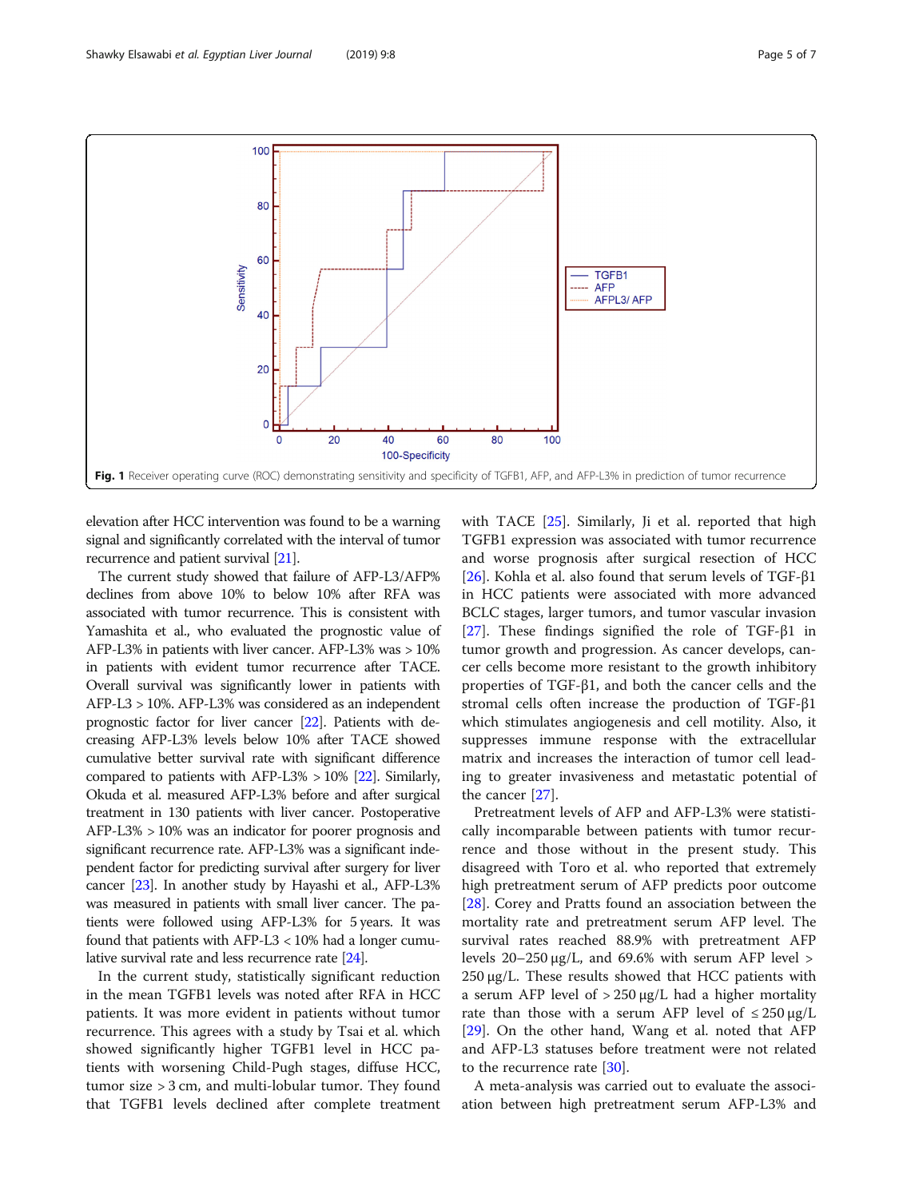Fig. 1 Receiver operating curve (ROC) demonstrating sensitivity and specificity of TGFB1, AFP, and AFP-L3% in prediction of tumor recurrence

elevation after HCC intervention was found to be a warning signal and significantly correlated with the interval of tumor recurrence and patient survival [21].

The current study showed that failure of AFP-L3/AFP% declines from above 10% to below 10% after RFA was associated with tumor recurrence. This is consistent with Yamashita et al., who evaluated the prognostic value of AFP-L3% in patients with liver cancer. AFP-L3% was > 10% in patients with evident tumor recurrence after TACE. Overall survival was significantly lower in patients with AFP-L3 > 10%. AFP-L3% was considered as an independent prognostic factor for liver cancer [22]. Patients with decreasing AFP-L3% levels below 10% after TACE showed cumulative better survival rate with significant difference compared to patients with AFP-L3% > 10% [22]. Similarly, Okuda et al. measured AFP-L3% before and after surgical treatment in 130 patients with liver cancer. Postoperative AFP-L3% > 10% was an indicator for poorer prognosis and significant recurrence rate. AFP-L3% was a significant independent factor for predicting survival after surgery for liver cancer [23]. In another study by Hayashi et al., AFP-L3% was measured in patients with small liver cancer. The patients were followed using AFP-L3% for 5 years. It was found that patients with AFP-L3 < 10% had a longer cumulative survival rate and less recurrence rate [24].

In the current study, statistically significant reduction in the mean TGFB1 levels was noted after RFA in HCC patients. It was more evident in patients without tumor recurrence. This agrees with a study by Tsai et al. which showed significantly higher TGFB1 level in HCC patients with worsening Child-Pugh stages, diffuse HCC, tumor size > 3 cm, and multi-lobular tumor. They found that TGFB1 levels declined after complete treatment with TACE [25]. Similarly, Ji et al. reported that high TGFB1 expression was associated with tumor recurrence and worse prognosis after surgical resection of HCC [26]. Kohla et al. also found that serum levels of TGF-β1 in HCC patients were associated with more advanced BCLC stages, larger tumors, and tumor vascular invasion [27]. These findings signified the role of TGF-β1 in tumor growth and progression. As cancer develops, cancer cells become more resistant to the growth inhibitory properties of TGF-β1, and both the cancer cells and the stromal cells often increase the production of TGF-β1 which stimulates angiogenesis and cell motility. Also, it suppresses immune response with the extracellular matrix and increases the interaction of tumor cell leading to greater invasiveness and metastatic potential of the cancer [27].

Pretreatment levels of AFP and AFP-L3% were statistically incomparable between patients with tumor recurrence and those without in the present study. This disagreed with Toro et al. who reported that extremely high pretreatment serum of AFP predicts poor outcome [28]. Corey and Pratts found an association between the mortality rate and pretreatment serum AFP level. The survival rates reached 88.9% with pretreatment AFP levels 20–250 μg/L, and 69.6% with serum AFP level > 250 μg/L. These results showed that HCC patients with a serum AFP level of > 250 μg/L had a higher mortality rate than those with a serum AFP level of ≤ 250 μg/L [29]. On the other hand, Wang et al. noted that AFP and AFP-L3 statuses before treatment were not related to the recurrence rate [30].

A meta-analysis was carried out to evaluate the association between high pretreatment serum AFP-L3% and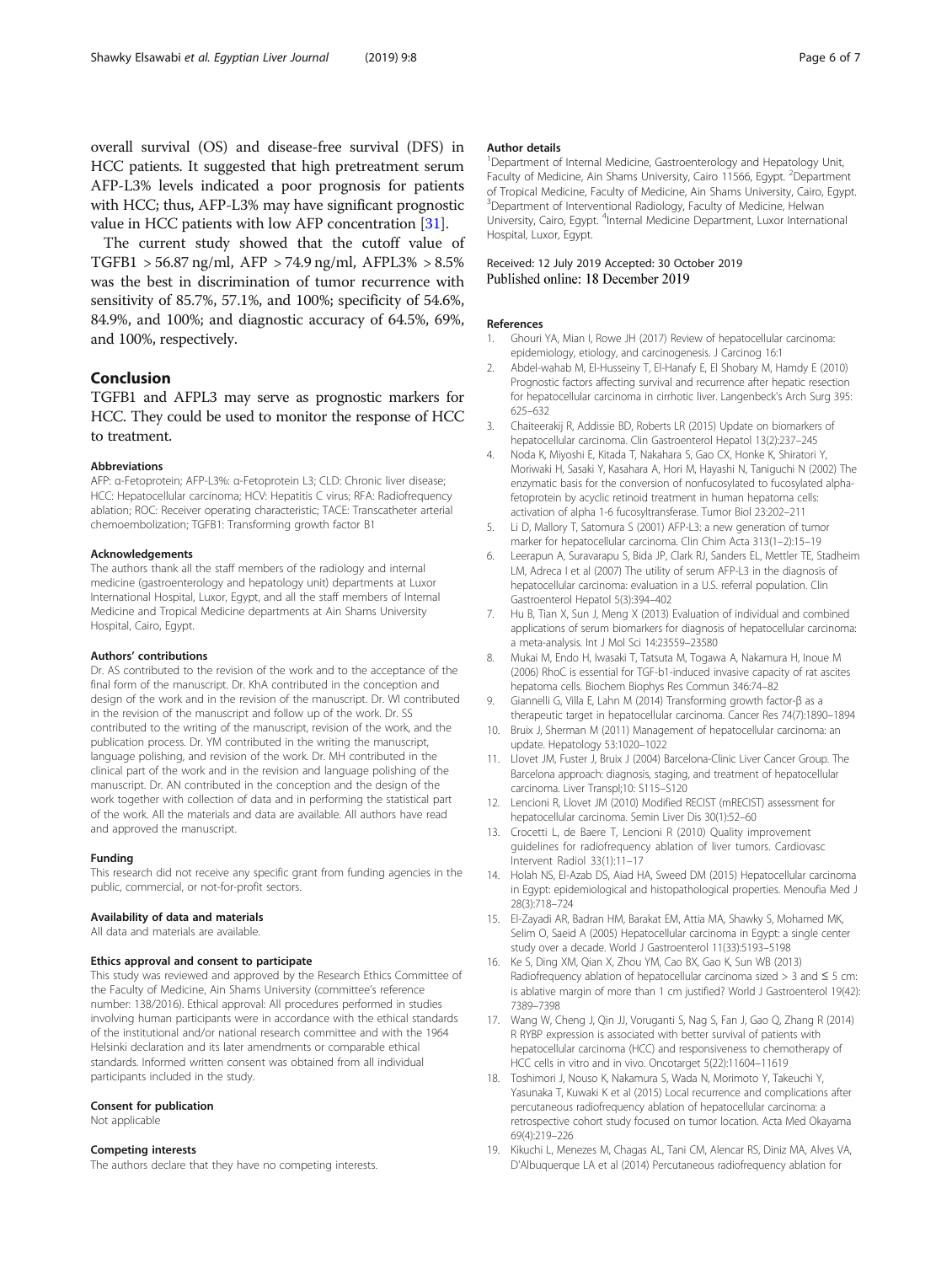overall survival (OS) and disease-free survival (DFS) in HCC patients. It suggested that high pretreatment serum AFP-L3% levels indicated a poor prognosis for patients with HCC; thus, AFP-L3% may have significant prognostic value in HCC patients with low AFP concentration [31].

The current study showed that the cutoff value of TGFB1 > 56.87 ng/ml, AFP > 74.9 ng/ml, AFPL3% > 8.5% was the best in discrimination of tumor recurrence with sensitivity of 85.7%, 57.1%, and 100%; specificity of 54.6%, 84.9%, and 100%; and diagnostic accuracy of 64.5%, 69%, and 100%, respectively.

## Conclusion

TGFB1 and AFPL3 may serve as prognostic markers for HCC. They could be used to monitor the response of HCC to treatment.

#### Abbreviations

AFP: α-Fetoprotein; AFP-L3%: α-Fetoprotein L3; CLD: Chronic liver disease; HCC: Hepatocellular carcinoma; HCV: Hepatitis C virus; RFA: Radiofrequency ablation; ROC: Receiver operating characteristic; TACE: Transcatheter arterial chemoembolization; TGFB1: Transforming growth factor B1

#### Acknowledgements

The authors thank all the staff members of the radiology and internal medicine (gastroenterology and hepatology unit) departments at Luxor International Hospital, Luxor, Egypt, and all the staff members of Internal Medicine and Tropical Medicine departments at Ain Shams University Hospital, Cairo, Egypt.

#### Authors' contributions

Dr. AS contributed to the revision of the work and to the acceptance of the final form of the manuscript. Dr. KhA contributed in the conception and design of the work and in the revision of the manuscript. Dr. WI contributed in the revision of the manuscript and follow up of the work. Dr. SS contributed to the writing of the manuscript, revision of the work, and the publication process. Dr. YM contributed in the writing the manuscript, language polishing, and revision of the work. Dr. MH contributed in the clinical part of the work and in the revision and language polishing of the manuscript. Dr. AN contributed in the conception and the design of the work together with collection of data and in performing the statistical part of the work. All the materials and data are available. All authors have read and approved the manuscript.

#### Funding

This research did not receive any specific grant from funding agencies in the public, commercial, or not-for-profit sectors.

#### Availability of data and materials

All data and materials are available.

#### Ethics approval and consent to participate

This study was reviewed and approved by the Research Ethics Committee of the Faculty of Medicine, Ain Shams University (committee's reference number: 138/2016). Ethical approval: All procedures performed in studies involving human participants were in accordance with the ethical standards of the institutional and/or national research committee and with the 1964 Helsinki declaration and its later amendments or comparable ethical standards. Informed written consent was obtained from all individual participants included in the study.

#### Consent for publication

Not applicable

#### Competing interests

The authors declare that they have no competing interests.

#### Author details

[1]Department of Internal Medicine, Gastroenterology and Hepatology Unit, Faculty of Medicine, Ain Shams University, Cairo 11566, Egypt. [2]Department of Tropical Medicine, Faculty of Medicine, Ain Shams University, Cairo, Egypt. [3]Department of Interventional Radiology, Faculty of Medicine, Helwan University, Cairo, Egypt. [4]Internal Medicine Department, Luxor International Hospital, Luxor, Egypt.

Received: 12 July 2019 Accepted: 30 October 2019
Published online: 18 December 2019

#### References

1. Ghouri YA, Mian I, Rowe JH (2017) Review of hepatocellular carcinoma: epidemiology, etiology, and carcinogenesis. J Carcinog 16:1
2. Abdel-wahab M, El-Husseiny T, El-Hanafy E, El Shobary M, Hamdy E (2010) Prognostic factors affecting survival and recurrence after hepatic resection for hepatocellular carcinoma in cirrhotic liver. Langenbeck's Arch Surg 395: 625–632
3. Chaiteerakij R, Addissie BD, Roberts LR (2015) Update on biomarkers of hepatocellular carcinoma. Clin Gastroenterol Hepatol 13(2):237–245
4. Noda K, Miyoshi E, Kitada T, Nakahara S, Gao CX, Honke K, Shiratori Y, Moriwaki H, Sasaki Y, Kasahara A, Hori M, Hayashi N, Taniguchi N (2002) The enzymatic basis for the conversion of nonfucosylated to fucosylated alpha-fetoprotein by acyclic retinoid treatment in human hepatoma cells: activation of alpha 1-6 fucosyltransferase. Tumor Biol 23:202–211
5. Li D, Mallory T, Satomura S (2001) AFP-L3: a new generation of tumor marker for hepatocellular carcinoma. Clin Chim Acta 313(1–2):15–19
6. Leerapun A, Suravarapu S, Bida JP, Clark RJ, Sanders EL, Mettler TE, Stadheim LM, Adreca I et al (2007) The utility of serum AFP-L3 in the diagnosis of hepatocellular carcinoma: evaluation in a U.S. referral population. Clin Gastroenterol Hepatol 5(3):394–402
7. Hu B, Tian X, Sun J, Meng X (2013) Evaluation of individual and combined applications of serum biomarkers for diagnosis of hepatocellular carcinoma: a meta-analysis. Int J Mol Sci 14:23559–23580
8. Mukai M, Endo H, Iwasaki T, Tatsuta M, Togawa A, Nakamura H, Inoue M (2006) RhoC is essential for TGF-b1-induced invasive capacity of rat ascites hepatoma cells. Biochem Biophys Res Commun 346:74–82
9. Giannelli G, Villa E, Lahn M (2014) Transforming growth factor-β as a therapeutic target in hepatocellular carcinoma. Cancer Res 74(7):1890–1894
10. Bruix J, Sherman M (2011) Management of hepatocellular carcinoma: an update. Hepatology 53:1020–1022
11. Llovet JM, Fuster J, Bruix J (2004) Barcelona-Clinic Liver Cancer Group. The Barcelona approach: diagnosis, staging, and treatment of hepatocellular carcinoma. Liver Transpl;10: S115–S120
12. Lencioni R, Llovet JM (2010) Modified RECIST (mRECIST) assessment for hepatocellular carcinoma. Semin Liver Dis 30(1):52–60
13. Crocetti L, de Baere T, Lencioni R (2010) Quality improvement guidelines for radiofrequency ablation of liver tumors. Cardiovasc Intervent Radiol 33(1):11–17
14. Holah NS, El-Azab DS, Aiad HA, Sweed DM (2015) Hepatocellular carcinoma in Egypt: epidemiological and histopathological properties. Menoufia Med J 28(3):718–724
15. El-Zayadi AR, Badran HM, Barakat EM, Attia MA, Shawky S, Mohamed MK, Selim O, Saeid A (2005) Hepatocellular carcinoma in Egypt: a single center study over a decade. World J Gastroenterol 11(33):5193–5198
16. Ke S, Ding XM, Qian X, Zhou YM, Cao BX, Gao K, Sun WB (2013) Radiofrequency ablation of hepatocellular carcinoma sized > 3 and ≤ 5 cm: is ablative margin of more than 1 cm justified? World J Gastroenterol 19(42): 7389–7398
17. Wang W, Cheng J, Qin JJ, Voruganti S, Nag S, Fan J, Gao Q, Zhang R (2014) R RYBP expression is associated with better survival of patients with hepatocellular carcinoma (HCC) and responsiveness to chemotherapy of HCC cells in vitro and in vivo. Oncotarget 5(22):11604–11619
18. Toshimori J, Nouso K, Nakamura S, Wada N, Morimoto Y, Takeuchi Y, Yasunaka T, Kuwaki K et al (2015) Local recurrence and complications after percutaneous radiofrequency ablation of hepatocellular carcinoma: a retrospective cohort study focused on tumor location. Acta Med Okayama 69(4):219–226
19. Kikuchi L, Menezes M, Chagas AL, Tani CM, Alencar RS, Diniz MA, Alves VA, D'Albuquerque LA et al (2014) Percutaneous radiofrequency ablation for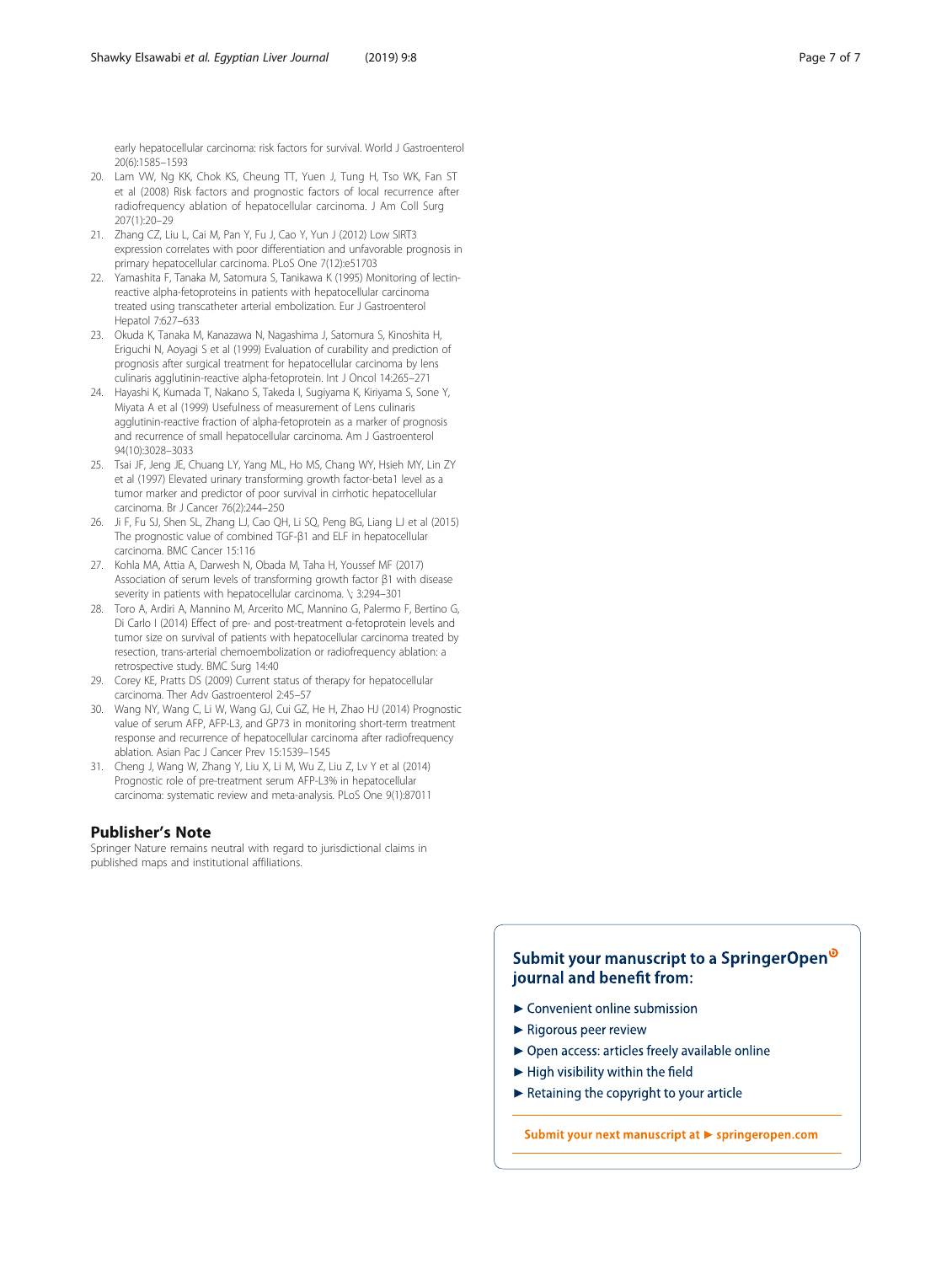early hepatocellular carcinoma: risk factors for survival. World J Gastroenterol 20(6):1585–1593

20. Lam VW, Ng KK, Chok KS, Cheung TT, Yuen J, Tung H, Tso WK, Fan ST et al (2008) Risk factors and prognostic factors of local recurrence after radiofrequency ablation of hepatocellular carcinoma. J Am Coll Surg 207(1):20–29
21. Zhang CZ, Liu L, Cai M, Pan Y, Fu J, Cao Y, Yun J (2012) Low SIRT3 expression correlates with poor differentiation and unfavorable prognosis in primary hepatocellular carcinoma. PLoS One 7(12):e51703
22. Yamashita F, Tanaka M, Satomura S, Tanikawa K (1995) Monitoring of lectin-reactive alpha-fetoproteins in patients with hepatocellular carcinoma treated using transcatheter arterial embolization. Eur J Gastroenterol Hepatol 7:627–633
23. Okuda K, Tanaka M, Kanazawa N, Nagashima J, Satomura S, Kinoshita H, Eriguchi N, Aoyagi S et al (1999) Evaluation of curability and prediction of prognosis after surgical treatment for hepatocellular carcinoma by lens culinaris agglutinin-reactive alpha-fetoprotein. Int J Oncol 14:265–271
24. Hayashi K, Kumada T, Nakano S, Takeda I, Sugiyama K, Kiriyama S, Sone Y, Miyata A et al (1999) Usefulness of measurement of Lens culinaris agglutinin-reactive fraction of alpha-fetoprotein as a marker of prognosis and recurrence of small hepatocellular carcinoma. Am J Gastroenterol 94(10):3028–3033
25. Tsai JF, Jeng JE, Chuang LY, Yang ML, Ho MS, Chang WY, Hsieh MY, Lin ZY et al (1997) Elevated urinary transforming growth factor-beta1 level as a tumor marker and predictor of poor survival in cirrhotic hepatocellular carcinoma. Br J Cancer 76(2):244–250
26. Ji F, Fu SJ, Shen SL, Zhang LJ, Cao QH, Li SQ, Peng BG, Liang LJ et al (2015) The prognostic value of combined TGF-β1 and ELF in hepatocellular carcinoma. BMC Cancer 15:116
27. Kohla MA, Attia A, Darwesh N, Obada M, Taha H, Youssef MF (2017) Association of serum levels of transforming growth factor β1 with disease severity in patients with hepatocellular carcinoma. \; 3:294–301
28. Toro A, Ardiri A, Mannino M, Arcerito MC, Mannino G, Palermo F, Bertino G, Di Carlo I (2014) Effect of pre- and post-treatment α-fetoprotein levels and tumor size on survival of patients with hepatocellular carcinoma treated by resection, trans-arterial chemoembolization or radiofrequency ablation: a retrospective study. BMC Surg 14:40
29. Corey KE, Pratts DS (2009) Current status of therapy for hepatocellular carcinoma. Ther Adv Gastroenterol 2:45–57
30. Wang NY, Wang C, Li W, Wang GJ, Cui GZ, He H, Zhao HJ (2014) Prognostic value of serum AFP, AFP-L3, and GP73 in monitoring short-term treatment response and recurrence of hepatocellular carcinoma after radiofrequency ablation. Asian Pac J Cancer Prev 15:1539–1545
31. Cheng J, Wang W, Zhang Y, Liu X, Li M, Wu Z, Liu Z, Lv Y et al (2014) Prognostic role of pre-treatment serum AFP-L3% in hepatocellular carcinoma: systematic review and meta-analysis. PLoS One 9(1):87011

## Publisher's Note

Springer Nature remains neutral with regard to jurisdictional claims in published maps and institutional affiliations.